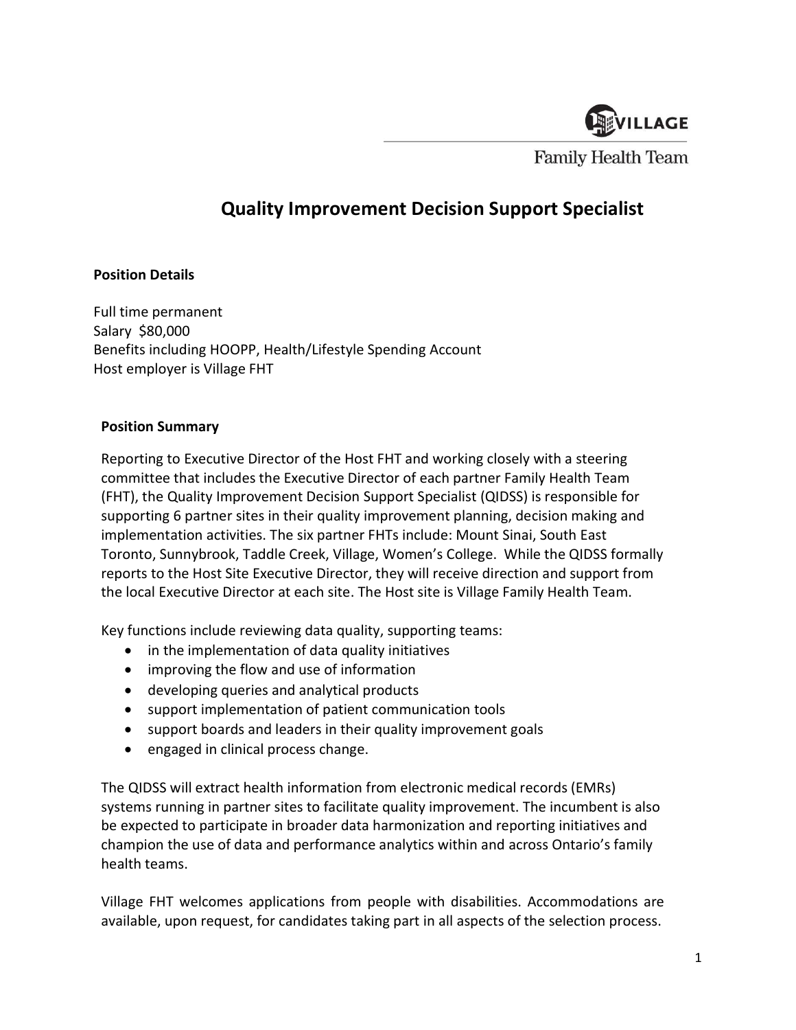# Quality Improvement Decision Support Specialist

**Position Details**

Full time permanent
Salary $80,000
Benefits including HOOPP, Health/Lifestyle Spending Account
Host employer is Village FHT

**Position Summary**

Reporting to Executive Director of the Host FHT and working closely with a steering committee that includes the Executive Director of each partner Family Health Team (FHT), the Quality Improvement Decision Support Specialist (QIDSS) is responsible for supporting 6 partner sites in their quality improvement planning, decision making and implementation activities. The six partner FHTs include: Mount Sinai, South East Toronto, Sunnybrook, Taddle Creek, Village, Women's College. While the QIDSS formally reports to the Host Site Executive Director, they will receive direction and support from the local Executive Director at each site. The Host site is Village Family Health Team.

Key functions include reviewing data quality, supporting teams:

- in the implementation of data quality initiatives
- improving the flow and use of information
- developing queries and analytical products
- support implementation of patient communication tools
- support boards and leaders in their quality improvement goals
- engaged in clinical process change.

The QIDSS will extract health information from electronic medical records (EMRs) systems running in partner sites to facilitate quality improvement. The incumbent is also be expected to participate in broader data harmonization and reporting initiatives and champion the use of data and performance analytics within and across Ontario's family health teams.

Village FHT welcomes applications from people with disabilities. Accommodations are available, upon request, for candidates taking part in all aspects of the selection process.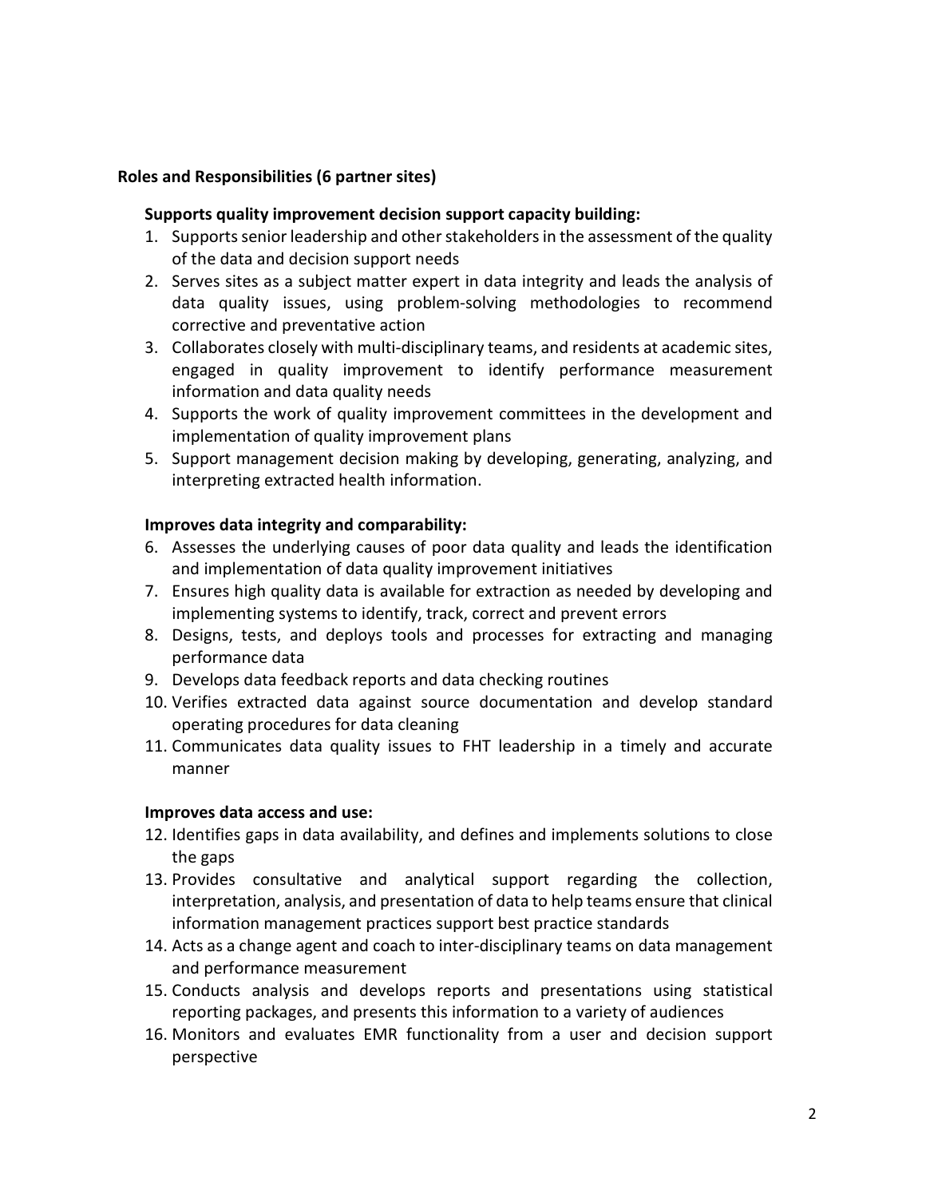**Roles and Responsibilities (6 partner sites)**

**Supports quality improvement decision support capacity building:**

1. Supports senior leadership and other stakeholders in the assessment of the quality of the data and decision support needs
2. Serves sites as a subject matter expert in data integrity and leads the analysis of data quality issues, using problem-solving methodologies to recommend corrective and preventative action
3. Collaborates closely with multi-disciplinary teams, and residents at academic sites, engaged in quality improvement to identify performance measurement information and data quality needs
4. Supports the work of quality improvement committees in the development and implementation of quality improvement plans
5. Support management decision making by developing, generating, analyzing, and interpreting extracted health information.

**Improves data integrity and comparability:**

6. Assesses the underlying causes of poor data quality and leads the identification and implementation of data quality improvement initiatives
7. Ensures high quality data is available for extraction as needed by developing and implementing systems to identify, track, correct and prevent errors
8. Designs, tests, and deploys tools and processes for extracting and managing performance data
9. Develops data feedback reports and data checking routines
10. Verifies extracted data against source documentation and develop standard operating procedures for data cleaning
11. Communicates data quality issues to FHT leadership in a timely and accurate manner

**Improves data access and use:**

12. Identifies gaps in data availability, and defines and implements solutions to close the gaps
13. Provides consultative and analytical support regarding the collection, interpretation, analysis, and presentation of data to help teams ensure that clinical information management practices support best practice standards
14. Acts as a change agent and coach to inter-disciplinary teams on data management and performance measurement
15. Conducts analysis and develops reports and presentations using statistical reporting packages, and presents this information to a variety of audiences
16. Monitors and evaluates EMR functionality from a user and decision support perspective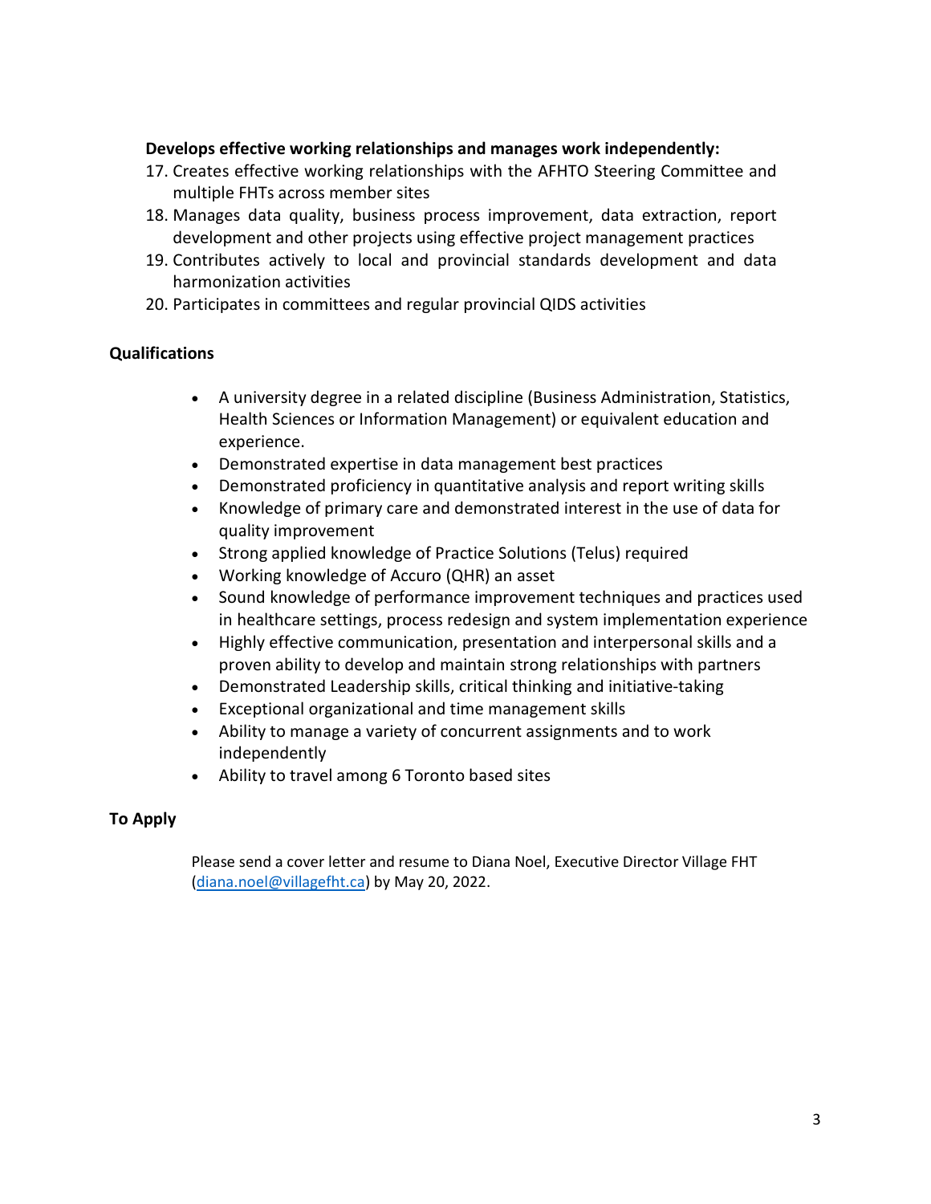**Develops effective working relationships and manages work independently:**

17. Creates effective working relationships with the AFHTO Steering Committee and multiple FHTs across member sites
18. Manages data quality, business process improvement, data extraction, report development and other projects using effective project management practices
19. Contributes actively to local and provincial standards development and data harmonization activities
20. Participates in committees and regular provincial QIDS activities

## Qualifications

- A university degree in a related discipline (Business Administration, Statistics, Health Sciences or Information Management) or equivalent education and experience.
- Demonstrated expertise in data management best practices
- Demonstrated proficiency in quantitative analysis and report writing skills
- Knowledge of primary care and demonstrated interest in the use of data for quality improvement
- Strong applied knowledge of Practice Solutions (Telus) required
- Working knowledge of Accuro (QHR) an asset
- Sound knowledge of performance improvement techniques and practices used in healthcare settings, process redesign and system implementation experience
- Highly effective communication, presentation and interpersonal skills and a proven ability to develop and maintain strong relationships with partners
- Demonstrated Leadership skills, critical thinking and initiative-taking
- Exceptional organizational and time management skills
- Ability to manage a variety of concurrent assignments and to work independently
- Ability to travel among 6 Toronto based sites

## To Apply

Please send a cover letter and resume to Diana Noel, Executive Director Village FHT (diana.noel@villagefht.ca) by May 20, 2022.